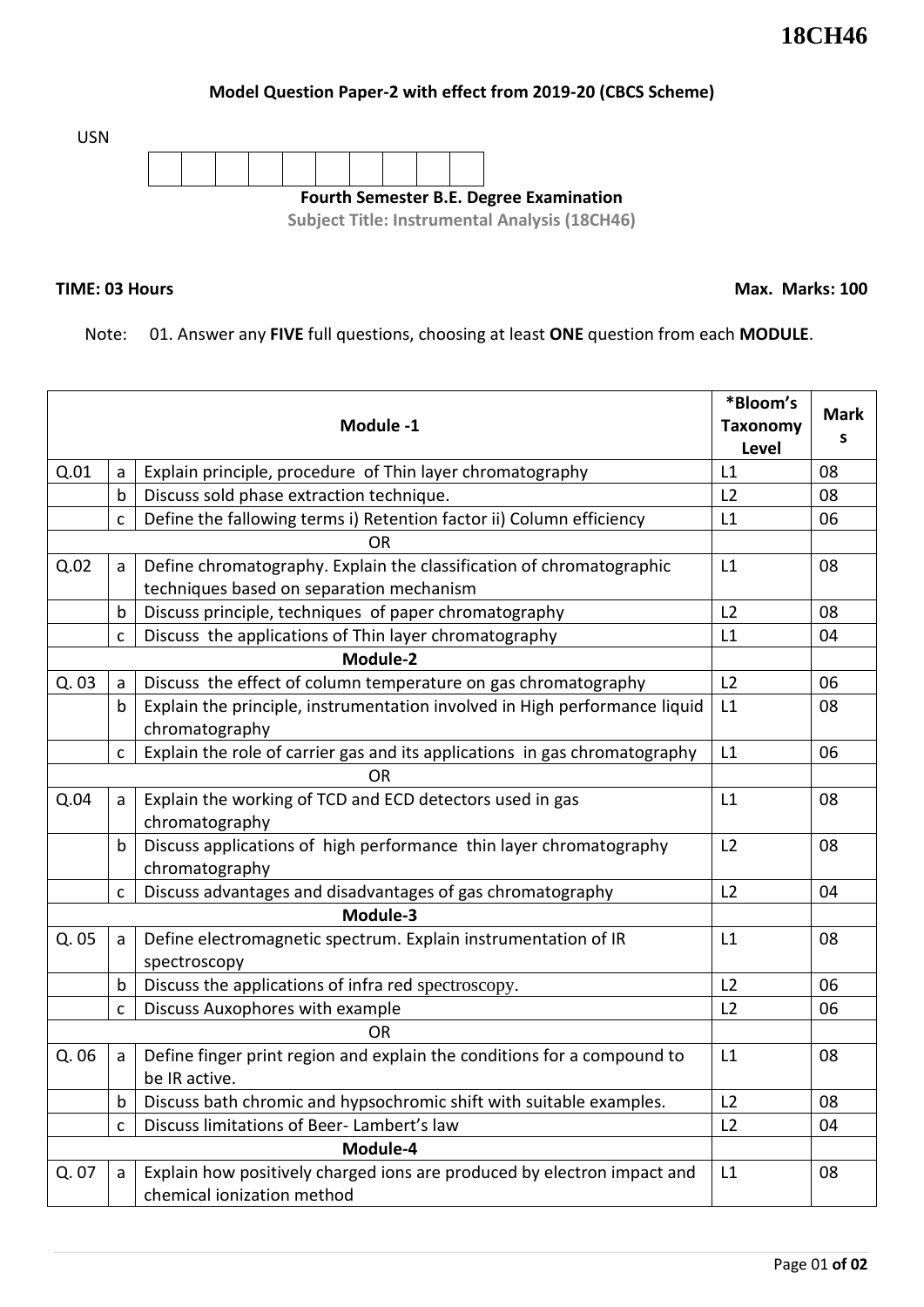**18CH46**

**Model Question Paper-2 with effect from 2019-20 (CBCS Scheme)**

USN

| | | | | | | | | | |
|---|---|---|---|---|---|---|---|---|---|
| | | | | | | | | | |

**Fourth Semester B.E. Degree Examination**

**Subject Title: Instrumental Analysis (18CH46)**

**TIME: 03 Hours** **Max. Marks: 100**

Note: 01. Answer any **FIVE** full questions, choosing at least **ONE** question from each **MODULE**.

| **Module -1** | | | **\*Bloom's Taxonomy Level** | **Marks** |
|---|---|---|---|---|
| Q.01 | a | Explain principle, procedure of Thin layer chromatography | L1 | 08 |
| | b | Discuss sold phase extraction technique. | L2 | 08 |
| | c | Define the fallowing terms i) Retention factor ii) Column efficiency | L1 | 06 |
| | | OR | | |
| Q.02 | a | Define chromatography. Explain the classification of chromatographic techniques based on separation mechanism | L1 | 08 |
| | b | Discuss principle, techniques of paper chromatography | L2 | 08 |
| | c | Discuss the applications of Thin layer chromatography | L1 | 04 |
| | | **Module-2** | | |
| Q. 03 | a | Discuss the effect of column temperature on gas chromatography | L2 | 06 |
| | b | Explain the principle, instrumentation involved in High performance liquid chromatography | L1 | 08 |
| | c | Explain the role of carrier gas and its applications in gas chromatography | L1 | 06 |
| | | OR | | |
| Q.04 | a | Explain the working of TCD and ECD detectors used in gas chromatography | L1 | 08 |
| | b | Discuss applications of high performance thin layer chromatography chromatography | L2 | 08 |
| | c | Discuss advantages and disadvantages of gas chromatography | L2 | 04 |
| | | **Module-3** | | |
| Q. 05 | a | Define electromagnetic spectrum. Explain instrumentation of IR spectroscopy | L1 | 08 |
| | b | Discuss the applications of infra red spectroscopy. | L2 | 06 |
| | c | Discuss Auxophores with example | L2 | 06 |
| | | OR | | |
| Q. 06 | a | Define finger print region and explain the conditions for a compound to be IR active. | L1 | 08 |
| | b | Discuss bath chromic and hypsochromic shift with suitable examples. | L2 | 08 |
| | c | Discuss limitations of Beer- Lambert's law | L2 | 04 |
| | | **Module-4** | | |
| Q. 07 | a | Explain how positively charged ions are produced by electron impact and chemical ionization method | L1 | 08 |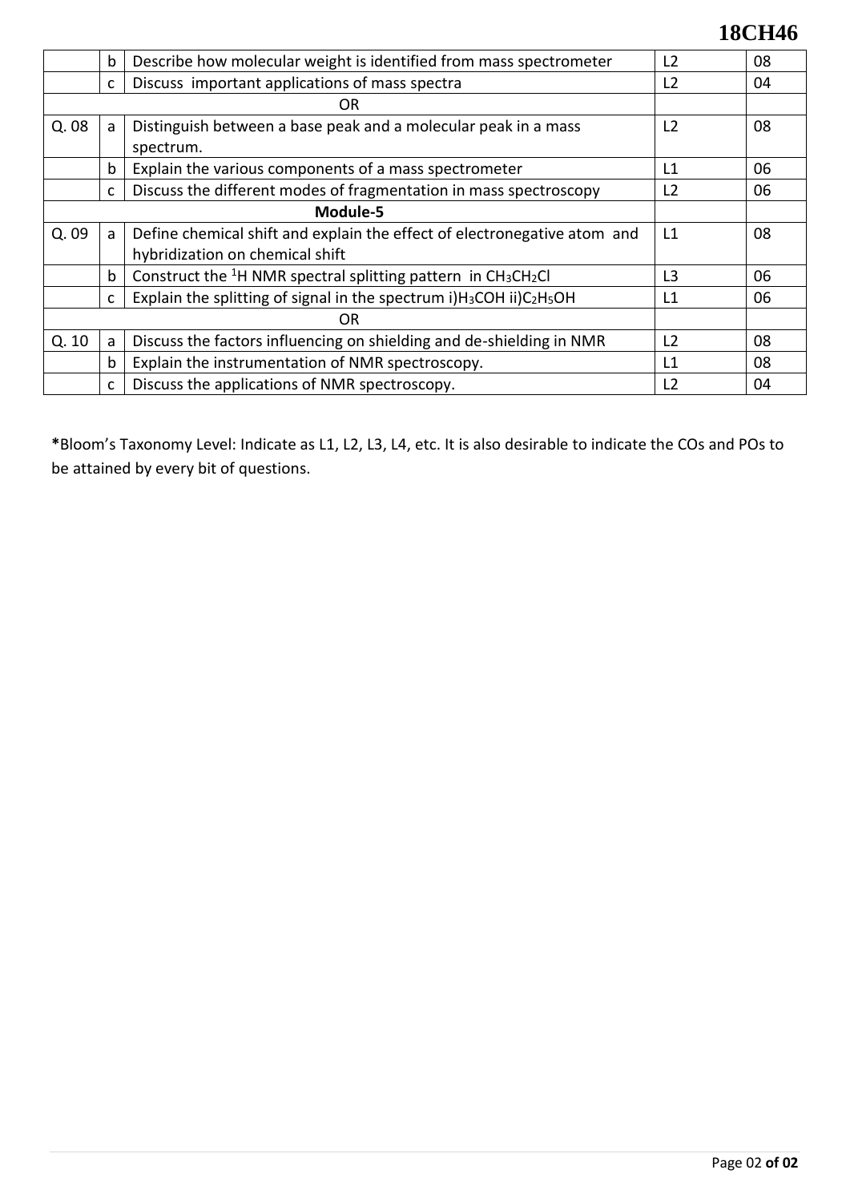| | | | | |
|---|---|---|---|---|
| | b | Describe how molecular weight is identified from mass spectrometer | L2 | 08 |
| | c | Discuss important applications of mass spectra | L2 | 04 |
| | | OR | | |
| Q. 08 | a | Distinguish between a base peak and a molecular peak in a mass spectrum. | L2 | 08 |
| | b | Explain the various components of a mass spectrometer | L1 | 06 |
| | c | Discuss the different modes of fragmentation in mass spectroscopy | L2 | 06 |
| | | **Module-5** | | |
| Q. 09 | a | Define chemical shift and explain the effect of electronegative atom and hybridization on chemical shift | L1 | 08 |
| | b | Construct the $^{1}H$ NMR spectral splitting pattern in $CH_3CH_2Cl$ | L3 | 06 |
| | c | Explain the splitting of signal in the spectrum i)$H_3COH$ ii)$C_2H_5OH$ | L1 | 06 |
| | | OR | | |
| Q. 10 | a | Discuss the factors influencing on shielding and de-shielding in NMR | L2 | 08 |
| | b | Explain the instrumentation of NMR spectroscopy. | L1 | 08 |
| | c | Discuss the applications of NMR spectroscopy. | L2 | 04 |

**\***Bloom's Taxonomy Level: Indicate as L1, L2, L3, L4, etc. It is also desirable to indicate the COs and POs to be attained by every bit of questions.